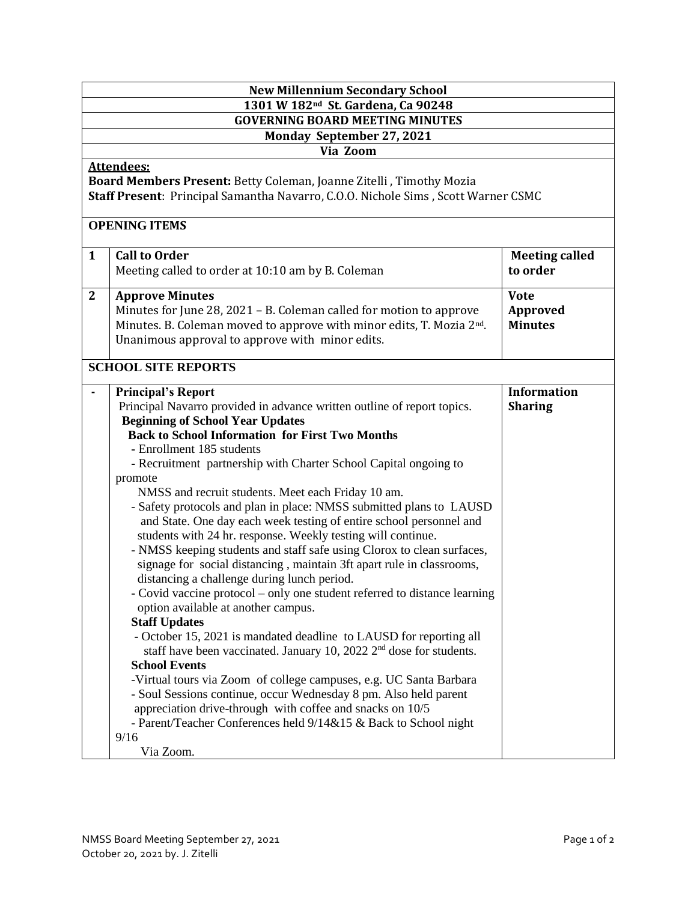**New Millennium Secondary School**

**1301 W 182nd St. Gardena, Ca 90248**

**GOVERNING BOARD MEETING MINUTES**

**Monday September 27, 2021**

**Via Zoom**

**Attendees:**

**Board Members Present:** Betty Coleman, Joanne Zitelli , Timothy Mozia

**Staff Present**: Principal Samantha Navarro, C.O.O. Nichole Sims , Scott Warner CSMC

**OPENING ITEMS**

| | | |
|---|---|---|
| **1** | **Call to Order**<br>Meeting called to order at 10:10 am by B. Coleman | **Meeting called to order** |
| **2** | **Approve Minutes**<br>Minutes for June 28, 2021 – B. Coleman called for motion to approve Minutes. B. Coleman moved to approve with minor edits, T. Mozia 2nd. Unanimous approval to approve with minor edits. | **Vote Approved Minutes** |

**SCHOOL SITE REPORTS**

| | | |
|---|---|---|
| **-** | **Principal's Report**<br>Principal Navarro provided in advance written outline of report topics.<br>**Beginning of School Year Updates**<br>**Back to School Information for First Two Months**<br>- Enrollment 185 students<br>- Recruitment partnership with Charter School Capital ongoing to promote NMSS and recruit students. Meet each Friday 10 am.<br>- Safety protocols and plan in place: NMSS submitted plans to LAUSD and State. One day each week testing of entire school personnel and students with 24 hr. response. Weekly testing will continue.<br>- NMSS keeping students and staff safe using Clorox to clean surfaces, signage for social distancing , maintain 3ft apart rule in classrooms, distancing a challenge during lunch period.<br>- Covid vaccine protocol – only one student referred to distance learning option available at another campus.<br>**Staff Updates**<br>- October 15, 2021 is mandated deadline to LAUSD for reporting all staff have been vaccinated. January 10, 2022 2nd dose for students.<br>**School Events**<br>-Virtual tours via Zoom of college campuses, e.g. UC Santa Barbara<br>- Soul Sessions continue, occur Wednesday 8 pm. Also held parent appreciation drive-through with coffee and snacks on 10/5<br>- Parent/Teacher Conferences held 9/14&15 & Back to School night 9/16 Via Zoom. | **Information Sharing** |

NMSS Board Meeting September 27, 2021

October 20, 2021 by. J. Zitelli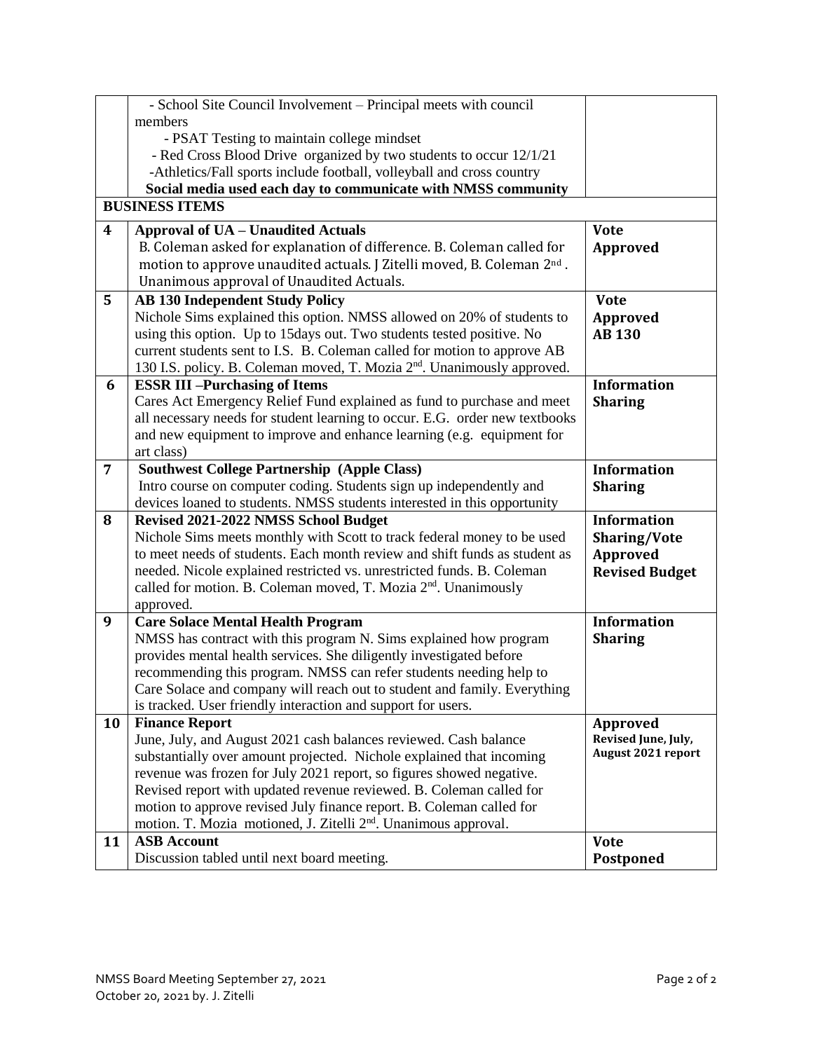| | | |
|---|---|---|
| | - School Site Council Involvement – Principal meets with council members<br>- PSAT Testing to maintain college mindset<br>- Red Cross Blood Drive organized by two students to occur 12/1/21<br>-Athletics/Fall sports include football, volleyball and cross country<br>**Social media used each day to communicate with NMSS community** | |
| **BUSINESS ITEMS** | | |
| **4** | **Approval of UA – Unaudited Actuals**<br>B. Coleman asked for explanation of difference. B. Coleman called for motion to approve unaudited actuals. J Zitelli moved, B. Coleman 2nd . Unanimous approval of Unaudited Actuals. | **Vote**<br>**Approved** |
| **5** | **AB 130 Independent Study Policy**<br>Nichole Sims explained this option. NMSS allowed on 20% of students to using this option. Up to 15days out. Two students tested positive. No current students sent to I.S. B. Coleman called for motion to approve AB 130 I.S. policy. B. Coleman moved, T. Mozia 2nd. Unanimously approved. | **Vote**<br>**Approved**<br>**AB 130** |
| **6** | **ESSR III –Purchasing of Items**<br>Cares Act Emergency Relief Fund explained as fund to purchase and meet all necessary needs for student learning to occur. E.G. order new textbooks and new equipment to improve and enhance learning (e.g. equipment for art class) | **Information Sharing** |
| **7** | **Southwest College Partnership (Apple Class)**<br>Intro course on computer coding. Students sign up independently and devices loaned to students. NMSS students interested in this opportunity | **Information Sharing** |
| **8** | **Revised 2021-2022 NMSS School Budget**<br>Nichole Sims meets monthly with Scott to track federal money to be used to meet needs of students. Each month review and shift funds as student as needed. Nicole explained restricted vs. unrestricted funds. B. Coleman called for motion. B. Coleman moved, T. Mozia 2nd. Unanimously approved. | **Information Sharing/Vote**<br>**Approved**<br>**Revised Budget** |
| **9** | **Care Solace Mental Health Program**<br>NMSS has contract with this program N. Sims explained how program provides mental health services. She diligently investigated before recommending this program. NMSS can refer students needing help to Care Solace and company will reach out to student and family. Everything is tracked. User friendly interaction and support for users. | **Information Sharing** |
| **10** | **Finance Report**<br>June, July, and August 2021 cash balances reviewed. Cash balance substantially over amount projected. Nichole explained that incoming revenue was frozen for July 2021 report, so figures showed negative. Revised report with updated revenue reviewed. B. Coleman called for motion to approve revised July finance report. B. Coleman called for motion. T. Mozia motioned, J. Zitelli 2nd. Unanimous approval. | **Approved**<br>**Revised June, July, August 2021 report** |
| **11** | **ASB Account**<br>Discussion tabled until next board meeting. | **Vote**<br>**Postponed** |

NMSS Board Meeting September 27, 2021

October 20, 2021 by. J. Zitelli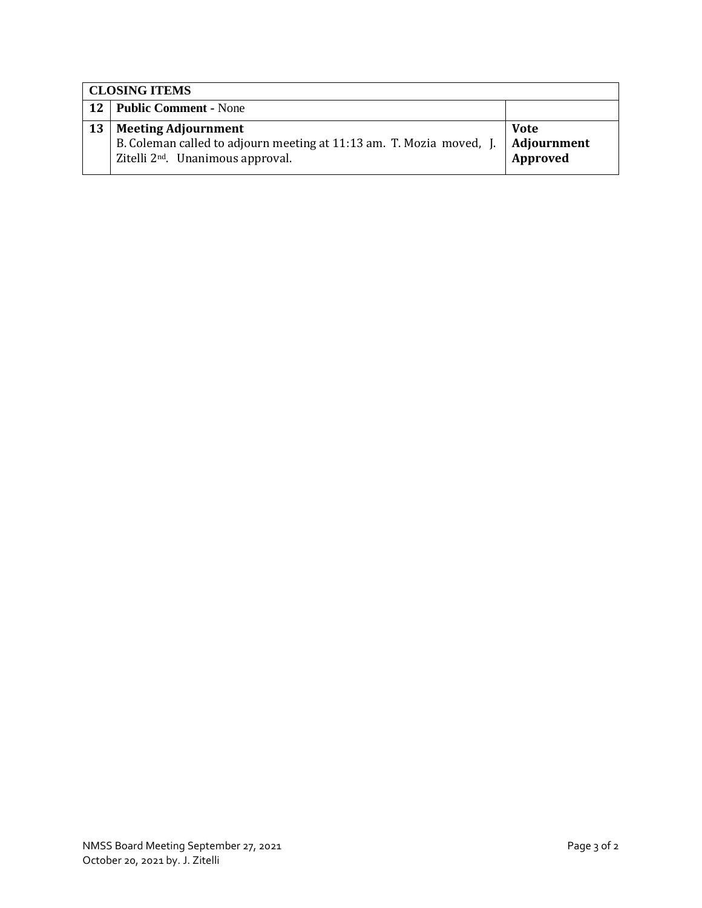| CLOSING ITEMS | | |
|---|---|---|
| 12 | **Public Comment** - None | |
| 13 | **Meeting Adjournment**<br>B. Coleman called to adjourn meeting at 11:13 am. T. Mozia moved, J. Zitelli 2nd. Unanimous approval. | **Vote Adjournment Approved** |

NMSS Board Meeting September 27, 2021
October 20, 2021 by. J. Zitelli